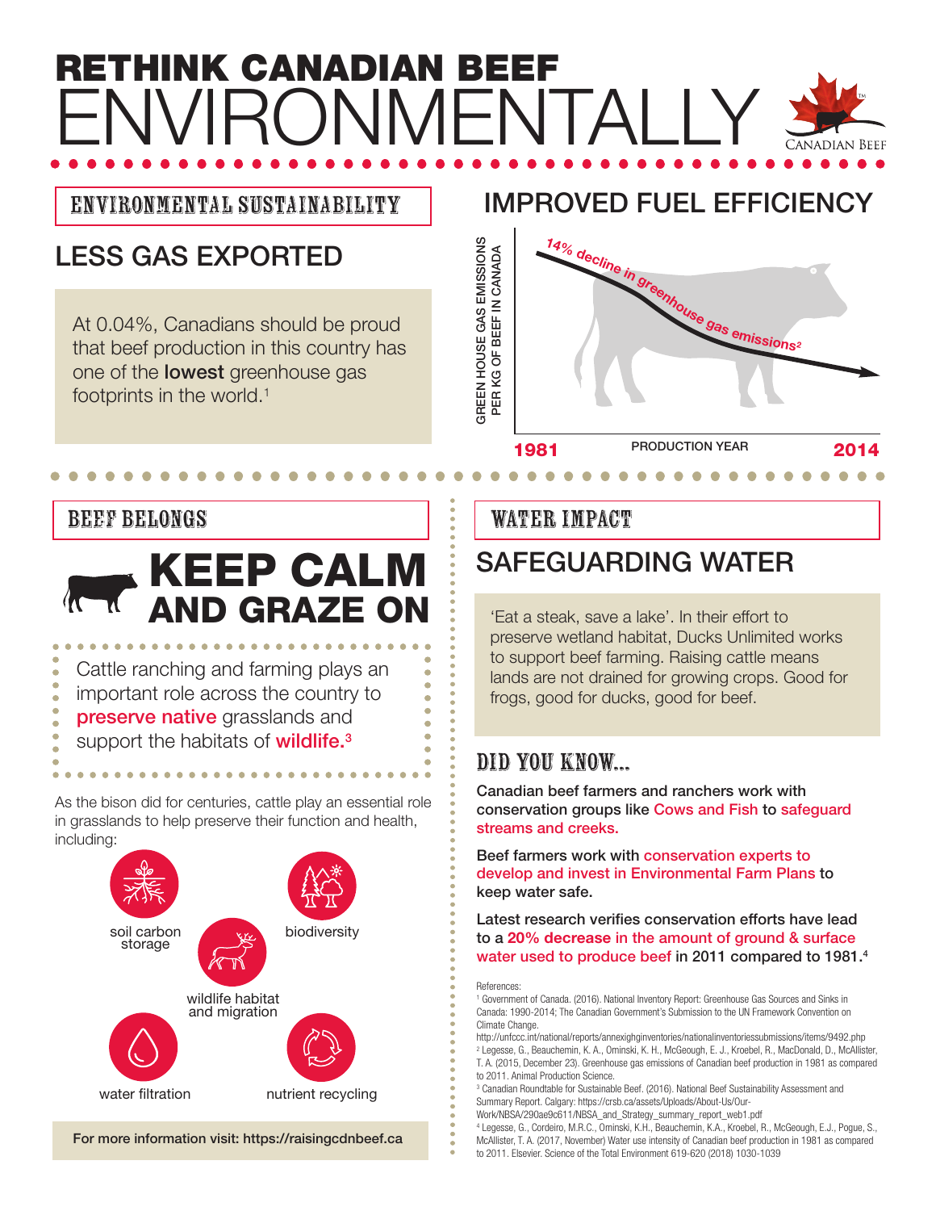# RETHINK CANADIAN BEEF ENVIRONMENTALLY

CANADIAN BEEF

## ENVIRONMENTAL SUSTAINABILITY

### LESS GAS EXPORTED

At 0.04%, Canadians should be proud that beef production in this country has one of the **lowest** greenhouse gas footprints in the world.[1]

### IMPROVED FUEL EFFICIENCY

GREEN HOUSE GAS EMISSIONS PER KG OF BEEF IN CANADA

14% decline in greenhouse gas emissions[2]

1981 — PRODUCTION YEAR — 2014

## BEEF BELONGS

### KEEP CALM AND GRAZE ON

Cattle ranching and farming plays an important role across the country to **preserve native** grasslands and support the habitats of **wildlife.**[3]

As the bison did for centuries, cattle play an essential role in grasslands to help preserve their function and health, including:

- soil carbon storage
- biodiversity
- wildlife habitat and migration
- water filtration
- nutrient recycling

For more information visit: https://raisingcdnbeef.ca

## WATER IMPACT

### SAFEGUARDING WATER

'Eat a steak, save a lake'. In their effort to preserve wetland habitat, Ducks Unlimited works to support beef farming. Raising cattle means lands are not drained for growing crops. Good for frogs, good for ducks, good for beef.

### DID YOU KNOW...

Canadian beef farmers and ranchers work with conservation groups like Cows and Fish to safeguard streams and creeks.

Beef farmers work with conservation experts to develop and invest in Environmental Farm Plans to keep water safe.

Latest research verifies conservation efforts have lead to a 20% decrease in the amount of ground & surface water used to produce beef in 2011 compared to 1981.[4]

References:

[1] Government of Canada. (2016). National Inventory Report: Greenhouse Gas Sources and Sinks in Canada: 1990-2014; The Canadian Government's Submission to the UN Framework Convention on Climate Change. http://unfccc.int/national/reports/annexighginventories/nationalinventoriessubmissions/items/9492.php

[2] Legesse, G., Beauchemin, K. A., Ominski, K. H., McGeough, E. J., Kroebel, R., MacDonald, D., McAllister, T. A. (2015, December 23). Greenhouse gas emissions of Canadian beef production in 1981 as compared to 2011. Animal Production Science.

[3] Canadian Roundtable for Sustainable Beef. (2016). National Beef Sustainability Assessment and Summary Report. Calgary: https://crsb.ca/assets/Uploads/About-Us/Our-Work/NBSA/290ae9c611/NBSA_and_Strategy_summary_report_web1.pdf

[4] Legesse, G., Cordeiro, M.R.C., Ominski, K.H., Beauchemin, K.A., Kroebel, R., McGeough, E.J., Pogue, S., McAllister, T. A. (2017, November) Water use intensity of Canadian beef production in 1981 as compared to 2011. Elsevier. Science of the Total Environment 619-620 (2018) 1030-1039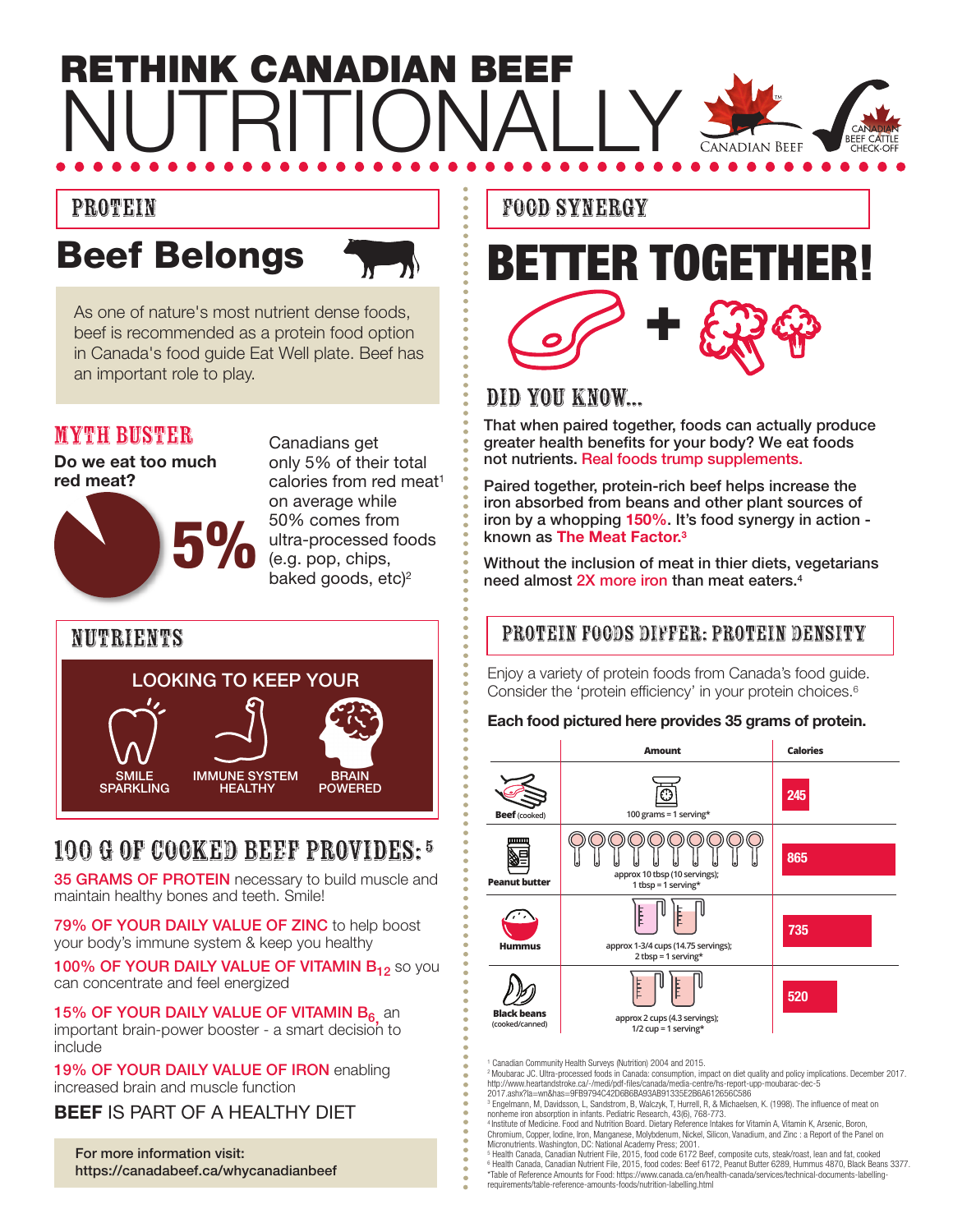# RETHINK CANADIAN BEEF NUTRITIONALLY

CANADIAN BEEF

CANADIAN BEEF CATTLE CHECK-OFF

## PROTEIN

## Beef Belongs

As one of nature's most nutrient dense foods, beef is recommended as a protein food option in Canada's food guide Eat Well plate. Beef has an important role to play.

### MYTH BUSTER

**Do we eat too much red meat?**

5%

Canadians get only 5% of their total calories from red meat[1] on average while 50% comes from ultra-processed foods (e.g. pop, chips, baked goods, etc)[2]

## NUTRIENTS

LOOKING TO KEEP YOUR

SMILE SPARKLING

IMMUNE SYSTEM HEALTHY

BRAIN POWERED

## 100 G OF COOKED BEEF PROVIDES:[5]

**35 GRAMS OF PROTEIN** necessary to build muscle and maintain healthy bones and teeth. Smile!

**79% OF YOUR DAILY VALUE OF ZINC** to help boost your body's immune system & keep you healthy

**100% OF YOUR DAILY VALUE OF VITAMIN $B_{12}$** so you can concentrate and feel energized

**15% OF YOUR DAILY VALUE OF VITAMIN $B_6$**, an important brain-power booster - a smart decision to include

**19% OF YOUR DAILY VALUE OF IRON** enabling increased brain and muscle function

**BEEF** IS PART OF A HEALTHY DIET

**For more information visit:**
**https://canadabeef.ca/whycanadianbeef**

## FOOD SYNERGY

## BETTER TOGETHER!

### DID YOU KNOW...

That when paired together, foods can actually produce greater health benefits for your body? We eat foods not nutrients. Real foods trump supplements.

Paired together, protein-rich beef helps increase the iron absorbed from beans and other plant sources of iron by a whopping **150%**. It's food synergy in action - known as **The Meat Factor.**[3]

Without the inclusion of meat in thier diets, vegetarians need almost **2X more iron** than meat eaters.[4]

## PROTEIN FOODS DIFFER: PROTEIN DENSITY

Enjoy a variety of protein foods from Canada's food guide. Consider the 'protein efficiency' in your protein choices.[6]

**Each food pictured here provides 35 grams of protein.**

| | Amount | Calories |
|---|---|---|
| **Beef** (cooked) | 100 grams = 1 serving* | 245 |
| **Peanut butter** | approx 10 tbsp (10 servings); 1 tbsp = 1 serving* | 865 |
| **Hummus** | approx 1-3/4 cups (14.75 servings); 2 tbsp = 1 serving* | 735 |
| **Black beans** (cooked/canned) | approx 2 cups (4.3 servings); 1/2 cup = 1 serving* | 520 |

[1] Canadian Community Health Surveys (Nutrition) 2004 and 2015.
[2] Moubarac JC. Ultra-processed foods in Canada: consumption, impact on diet quality and policy implications. December 2017. http://www.heartandstroke.ca/-/medi/pdf-files/canada/media-centre/hs-report-upp-moubarac-dec-5 2017.ashx?la=wn&has=9FB9794C42D6B6BA93AB91335E2B6A612656C586
[3] Engelmann, M, Davidsson, L, Sandstrom, B, Walczyk, T, Hurrell, R, & Michaelsen, K. (1998). The influence of meat on nonheme iron absorption in infants. Pediatric Research, 43(6), 768-773.
[4] Institute of Medicine. Food and Nutrition Board. Dietary Reference Intakes for Vitamin A, Vitamin K, Arsenic, Boron, Chromium, Copper, Iodine, Iron, Manganese, Molybdenum, Nickel, Silicon, Vanadium, and Zinc : a Report of the Panel on Micronutrients. Washington, DC: National Academy Press; 2001.
[5] Health Canada, Canadian Nutrient File, 2015, food code 6172 Beef, composite cuts, steak/roast, lean and fat, cooked
[6] Health Canada, Canadian Nutrient File, 2015, food codes: Beef 6172, Peanut Butter 6289, Hummus 4870, Black Beans 3377.
*Table of Reference Amounts for Food: https://www.canada.ca/en/health-canada/services/technical-documents-labelling-requirements/table-reference-amounts-foods/nutrition-labelling.html